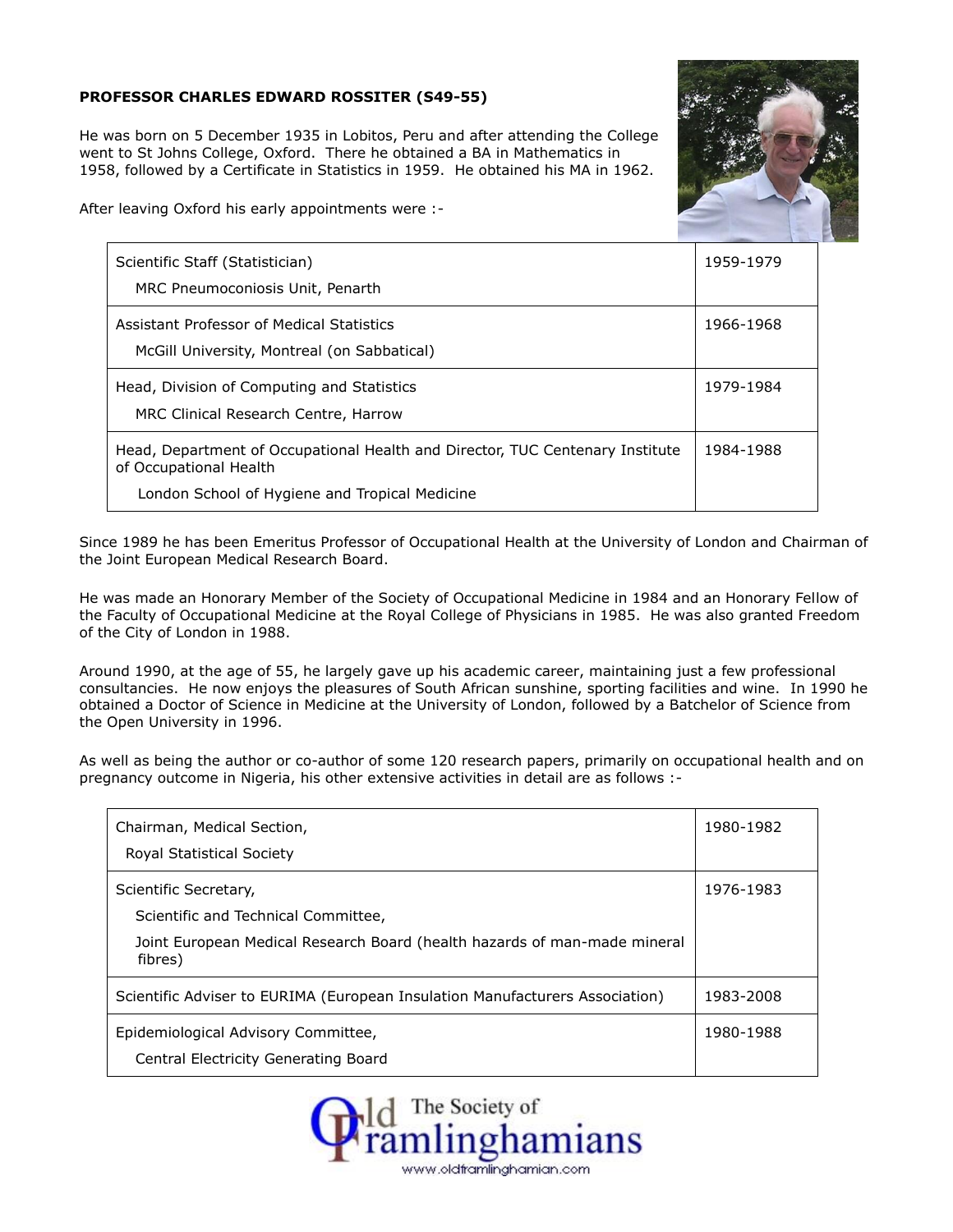**PROFESSOR CHARLES EDWARD ROSSITER (S49-55)**

He was born on 5 December 1935 in Lobitos, Peru and after attending the College went to St Johns College, Oxford. There he obtained a BA in Mathematics in 1958, followed by a Certificate in Statistics in 1959. He obtained his MA in 1962.

After leaving Oxford his early appointments were :-

| Appointment | Years |
|---|---|
| Scientific Staff (Statistician)<br>MRC Pneumoconiosis Unit, Penarth | 1959-1979 |
| Assistant Professor of Medical Statistics<br>McGill University, Montreal (on Sabbatical) | 1966-1968 |
| Head, Division of Computing and Statistics<br>MRC Clinical Research Centre, Harrow | 1979-1984 |
| Head, Department of Occupational Health and Director, TUC Centenary Institute of Occupational Health<br>London School of Hygiene and Tropical Medicine | 1984-1988 |

Since 1989 he has been Emeritus Professor of Occupational Health at the University of London and Chairman of the Joint European Medical Research Board.

He was made an Honorary Member of the Society of Occupational Medicine in 1984 and an Honorary Fellow of the Faculty of Occupational Medicine at the Royal College of Physicians in 1985. He was also granted Freedom of the City of London in 1988.

Around 1990, at the age of 55, he largely gave up his academic career, maintaining just a few professional consultancies. He now enjoys the pleasures of South African sunshine, sporting facilities and wine. In 1990 he obtained a Doctor of Science in Medicine at the University of London, followed by a Batchelor of Science from the Open University in 1996.

As well as being the author or co-author of some 120 research papers, primarily on occupational health and on pregnancy outcome in Nigeria, his other extensive activities in detail are as follows :-

| Activity | Years |
|---|---|
| Chairman, Medical Section,<br>Royal Statistical Society | 1980-1982 |
| Scientific Secretary,<br>Scientific and Technical Committee,<br>Joint European Medical Research Board (health hazards of man-made mineral fibres) | 1976-1983 |
| Scientific Adviser to EURIMA (European Insulation Manufacturers Association) | 1983-2008 |
| Epidemiological Advisory Committee,<br>Central Electricity Generating Board | 1980-1988 |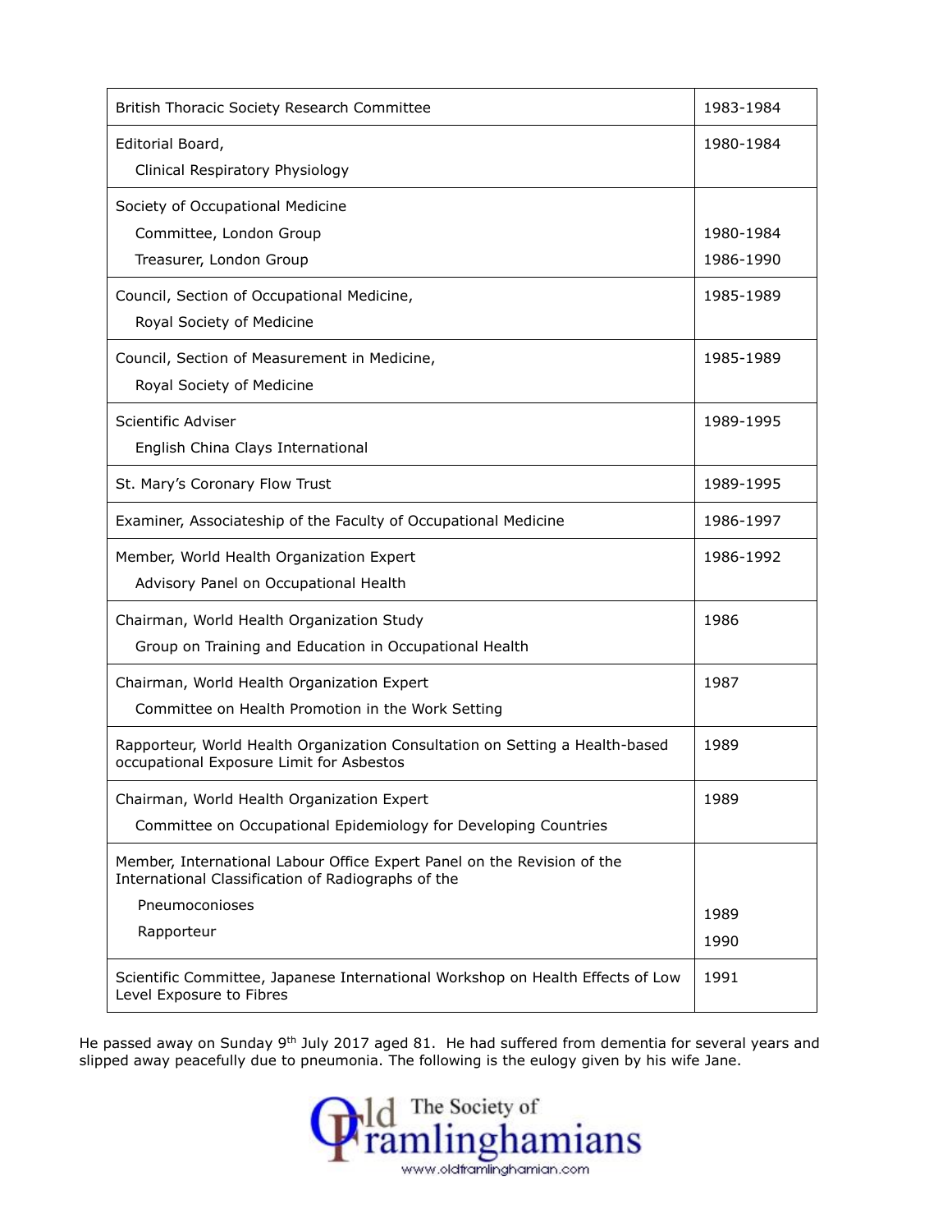| | |
|---|---|
| British Thoracic Society Research Committee | 1983-1984 |
| Editorial Board, Clinical Respiratory Physiology | 1980-1984 |
| Society of Occupational Medicine<br>Committee, London Group<br>Treasurer, London Group | <br>1980-1984<br>1986-1990 |
| Council, Section of Occupational Medicine, Royal Society of Medicine | 1985-1989 |
| Council, Section of Measurement in Medicine, Royal Society of Medicine | 1985-1989 |
| Scientific Adviser English China Clays International | 1989-1995 |
| St. Mary's Coronary Flow Trust | 1989-1995 |
| Examiner, Associateship of the Faculty of Occupational Medicine | 1986-1997 |
| Member, World Health Organization Expert Advisory Panel on Occupational Health | 1986-1992 |
| Chairman, World Health Organization Study Group on Training and Education in Occupational Health | 1986 |
| Chairman, World Health Organization Expert Committee on Health Promotion in the Work Setting | 1987 |
| Rapporteur, World Health Organization Consultation on Setting a Health-based occupational Exposure Limit for Asbestos | 1989 |
| Chairman, World Health Organization Expert Committee on Occupational Epidemiology for Developing Countries | 1989 |
| Member, International Labour Office Expert Panel on the Revision of the International Classification of Radiographs of the Pneumoconioses<br>Rapporteur | 1989<br>1990 |
| Scientific Committee, Japanese International Workshop on Health Effects of Low Level Exposure to Fibres | 1991 |

He passed away on Sunday 9th July 2017 aged 81. He had suffered from dementia for several years and slipped away peacefully due to pneumonia. The following is the eulogy given by his wife Jane.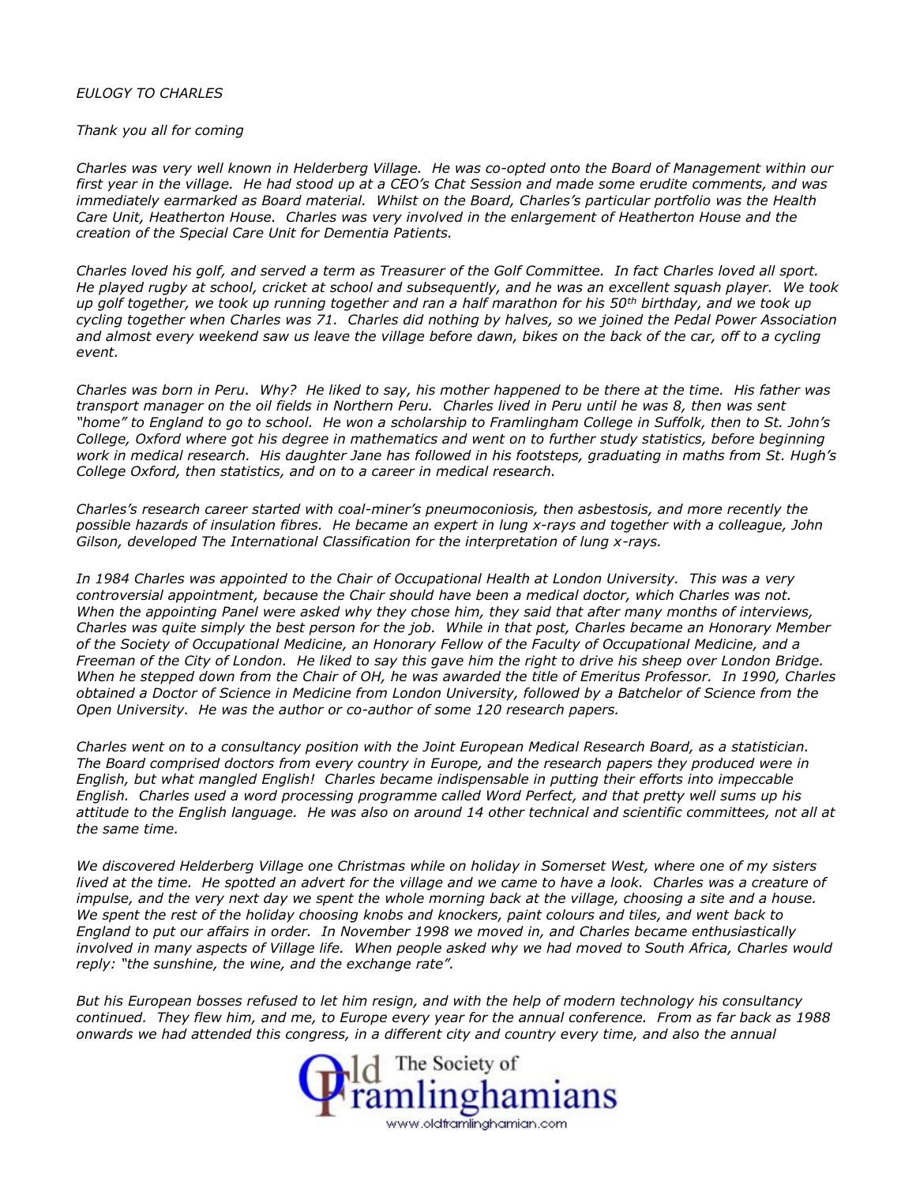*EULOGY TO CHARLES*

*Thank you all for coming*

*Charles was very well known in Helderberg Village. He was co-opted onto the Board of Management within our first year in the village. He had stood up at a CEO's Chat Session and made some erudite comments, and was immediately earmarked as Board material. Whilst on the Board, Charles's particular portfolio was the Health Care Unit, Heatherton House. Charles was very involved in the enlargement of Heatherton House and the creation of the Special Care Unit for Dementia Patients.*

*Charles loved his golf, and served a term as Treasurer of the Golf Committee. In fact Charles loved all sport. He played rugby at school, cricket at school and subsequently, and he was an excellent squash player. We took up golf together, we took up running together and ran a half marathon for his 50th birthday, and we took up cycling together when Charles was 71. Charles did nothing by halves, so we joined the Pedal Power Association and almost every weekend saw us leave the village before dawn, bikes on the back of the car, off to a cycling event.*

*Charles was born in Peru. Why? He liked to say, his mother happened to be there at the time. His father was transport manager on the oil fields in Northern Peru. Charles lived in Peru until he was 8, then was sent "home" to England to go to school. He won a scholarship to Framlingham College in Suffolk, then to St. John's College, Oxford where got his degree in mathematics and went on to further study statistics, before beginning work in medical research. His daughter Jane has followed in his footsteps, graduating in maths from St. Hugh's College Oxford, then statistics, and on to a career in medical research.*

*Charles's research career started with coal-miner's pneumoconiosis, then asbestosis, and more recently the possible hazards of insulation fibres. He became an expert in lung x-rays and together with a colleague, John Gilson, developed The International Classification for the interpretation of lung x-rays.*

*In 1984 Charles was appointed to the Chair of Occupational Health at London University. This was a very controversial appointment, because the Chair should have been a medical doctor, which Charles was not. When the appointing Panel were asked why they chose him, they said that after many months of interviews, Charles was quite simply the best person for the job. While in that post, Charles became an Honorary Member of the Society of Occupational Medicine, an Honorary Fellow of the Faculty of Occupational Medicine, and a Freeman of the City of London. He liked to say this gave him the right to drive his sheep over London Bridge. When he stepped down from the Chair of OH, he was awarded the title of Emeritus Professor. In 1990, Charles obtained a Doctor of Science in Medicine from London University, followed by a Batchelor of Science from the Open University. He was the author or co-author of some 120 research papers.*

*Charles went on to a consultancy position with the Joint European Medical Research Board, as a statistician. The Board comprised doctors from every country in Europe, and the research papers they produced were in English, but what mangled English! Charles became indispensable in putting their efforts into impeccable English. Charles used a word processing programme called Word Perfect, and that pretty well sums up his attitude to the English language. He was also on around 14 other technical and scientific committees, not all at the same time.*

*We discovered Helderberg Village one Christmas while on holiday in Somerset West, where one of my sisters lived at the time. He spotted an advert for the village and we came to have a look. Charles was a creature of impulse, and the very next day we spent the whole morning back at the village, choosing a site and a house. We spent the rest of the holiday choosing knobs and knockers, paint colours and tiles, and went back to England to put our affairs in order. In November 1998 we moved in, and Charles became enthusiastically involved in many aspects of Village life. When people asked why we had moved to South Africa, Charles would reply: "the sunshine, the wine, and the exchange rate".*

*But his European bosses refused to let him resign, and with the help of modern technology his consultancy continued. They flew him, and me, to Europe every year for the annual conference. From as far back as 1988 onwards we had attended this congress, in a different city and country every time, and also the annual*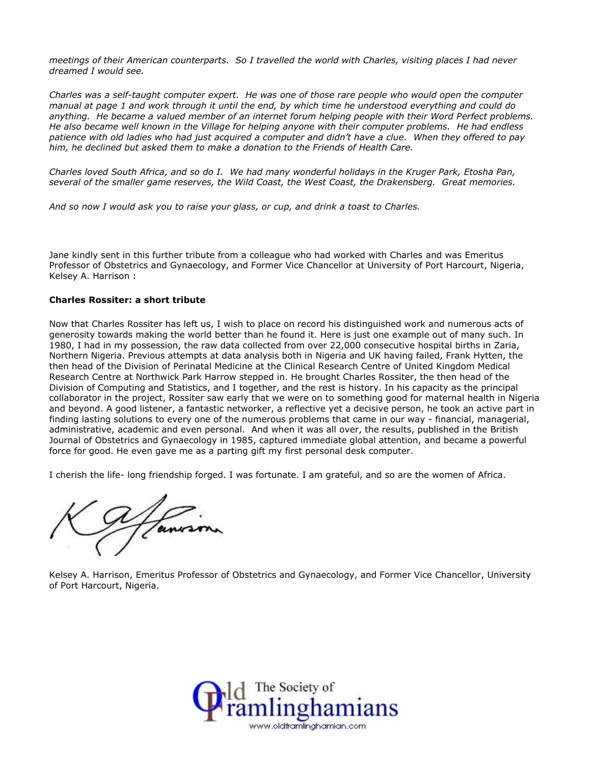*meetings of their American counterparts. So I travelled the world with Charles, visiting places I had never dreamed I would see.*

*Charles was a self-taught computer expert. He was one of those rare people who would open the computer manual at page 1 and work through it until the end, by which time he understood everything and could do anything. He became a valued member of an internet forum helping people with their Word Perfect problems. He also became well known in the Village for helping anyone with their computer problems. He had endless patience with old ladies who had just acquired a computer and didn't have a clue. When they offered to pay him, he declined but asked them to make a donation to the Friends of Health Care.*

*Charles loved South Africa, and so do I. We had many wonderful holidays in the Kruger Park, Etosha Pan, several of the smaller game reserves, the Wild Coast, the West Coast, the Drakensberg. Great memories.*

*And so now I would ask you to raise your glass, or cup, and drink a toast to Charles.*

Jane kindly sent in this further tribute from a colleague who had worked with Charles and was Emeritus Professor of Obstetrics and Gynaecology, and Former Vice Chancellor at University of Port Harcourt, Nigeria, Kelsey A. Harrison :

**Charles Rossiter: a short tribute**

Now that Charles Rossiter has left us, I wish to place on record his distinguished work and numerous acts of generosity towards making the world better than he found it. Here is just one example out of many such. In 1980, I had in my possession, the raw data collected from over 22,000 consecutive hospital births in Zaria, Northern Nigeria. Previous attempts at data analysis both in Nigeria and UK having failed, Frank Hytten, the then head of the Division of Perinatal Medicine at the Clinical Research Centre of United Kingdom Medical Research Centre at Northwick Park Harrow stepped in. He brought Charles Rossiter, the then head of the Division of Computing and Statistics, and I together, and the rest is history. In his capacity as the principal collaborator in the project, Rossiter saw early that we were on to something good for maternal health in Nigeria and beyond. A good listener, a fantastic networker, a reflective yet a decisive person, he took an active part in finding lasting solutions to every one of the numerous problems that came in our way - financial, managerial, administrative, academic and even personal. And when it was all over, the results, published in the British Journal of Obstetrics and Gynaecology in 1985, captured immediate global attention, and became a powerful force for good. He even gave me as a parting gift my first personal desk computer.

I cherish the life- long friendship forged. I was fortunate. I am grateful, and so are the women of Africa.

Kelsey A. Harrison, Emeritus Professor of Obstetrics and Gynaecology, and Former Vice Chancellor, University of Port Harcourt, Nigeria.